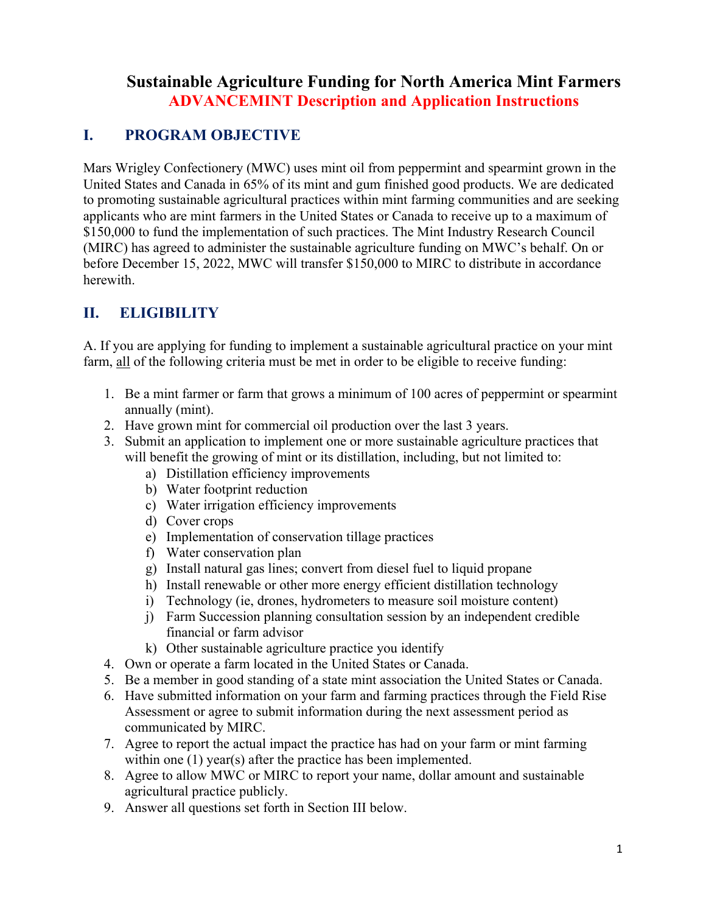# Sustainable Agriculture Funding for North America Mint Farmers

## ADVANCEMINT Description and Application Instructions

## I. PROGRAM OBJECTIVE

Mars Wrigley Confectionery (MWC) uses mint oil from peppermint and spearmint grown in the United States and Canada in 65% of its mint and gum finished good products. We are dedicated to promoting sustainable agricultural practices within mint farming communities and are seeking applicants who are mint farmers in the United States or Canada to receive up to a maximum of $150,000 to fund the implementation of such practices. The Mint Industry Research Council (MIRC) has agreed to administer the sustainable agriculture funding on MWC's behalf. On or before December 15, 2022, MWC will transfer $150,000 to MIRC to distribute in accordance herewith.

## II. ELIGIBILITY

A. If you are applying for funding to implement a sustainable agricultural practice on your mint farm, <u>all</u> of the following criteria must be met in order to be eligible to receive funding:

1. Be a mint farmer or farm that grows a minimum of 100 acres of peppermint or spearmint annually (mint).
2. Have grown mint for commercial oil production over the last 3 years.
3. Submit an application to implement one or more sustainable agriculture practices that will benefit the growing of mint or its distillation, including, but not limited to:
   a) Distillation efficiency improvements
   b) Water footprint reduction
   c) Water irrigation efficiency improvements
   d) Cover crops
   e) Implementation of conservation tillage practices
   f) Water conservation plan
   g) Install natural gas lines; convert from diesel fuel to liquid propane
   h) Install renewable or other more energy efficient distillation technology
   i) Technology (ie, drones, hydrometers to measure soil moisture content)
   j) Farm Succession planning consultation session by an independent credible financial or farm advisor
   k) Other sustainable agriculture practice you identify
4. Own or operate a farm located in the United States or Canada.
5. Be a member in good standing of a state mint association the United States or Canada.
6. Have submitted information on your farm and farming practices through the Field Rise Assessment or agree to submit information during the next assessment period as communicated by MIRC.
7. Agree to report the actual impact the practice has had on your farm or mint farming within one (1) year(s) after the practice has been implemented.
8. Agree to allow MWC or MIRC to report your name, dollar amount and sustainable agricultural practice publicly.
9. Answer all questions set forth in Section III below.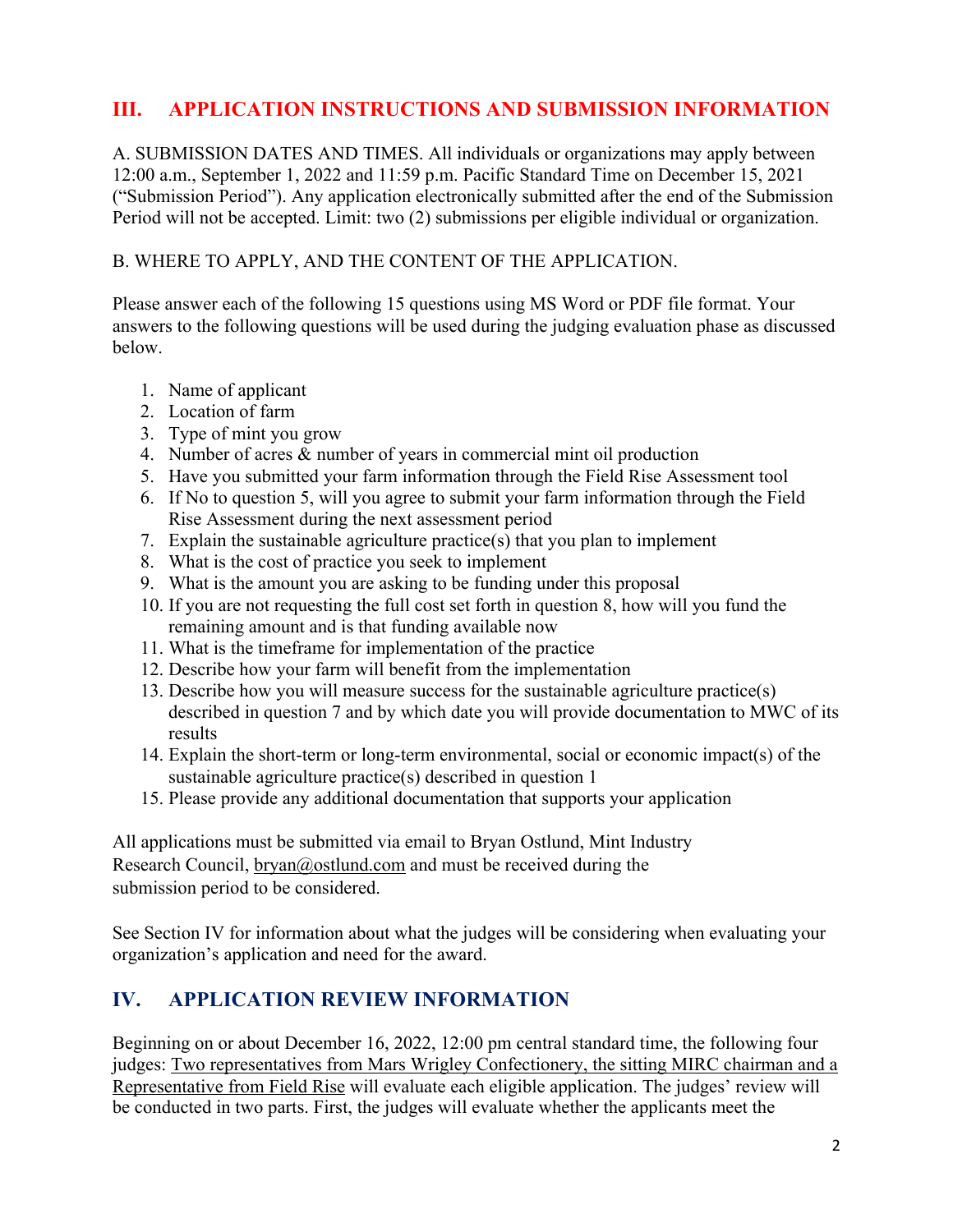## III. APPLICATION INSTRUCTIONS AND SUBMISSION INFORMATION

A. SUBMISSION DATES AND TIMES. All individuals or organizations may apply between 12:00 a.m., September 1, 2022 and 11:59 p.m. Pacific Standard Time on December 15, 2021 ("Submission Period"). Any application electronically submitted after the end of the Submission Period will not be accepted. Limit: two (2) submissions per eligible individual or organization.

B. WHERE TO APPLY, AND THE CONTENT OF THE APPLICATION.

Please answer each of the following 15 questions using MS Word or PDF file format. Your answers to the following questions will be used during the judging evaluation phase as discussed below.

1. Name of applicant
2. Location of farm
3. Type of mint you grow
4. Number of acres & number of years in commercial mint oil production
5. Have you submitted your farm information through the Field Rise Assessment tool
6. If No to question 5, will you agree to submit your farm information through the Field Rise Assessment during the next assessment period
7. Explain the sustainable agriculture practice(s) that you plan to implement
8. What is the cost of practice you seek to implement
9. What is the amount you are asking to be funding under this proposal
10. If you are not requesting the full cost set forth in question 8, how will you fund the remaining amount and is that funding available now
11. What is the timeframe for implementation of the practice
12. Describe how your farm will benefit from the implementation
13. Describe how you will measure success for the sustainable agriculture practice(s) described in question 7 and by which date you will provide documentation to MWC of its results
14. Explain the short-term or long-term environmental, social or economic impact(s) of the sustainable agriculture practice(s) described in question 1
15. Please provide any additional documentation that supports your application

All applications must be submitted via email to Bryan Ostlund, Mint Industry Research Council, bryan@ostlund.com and must be received during the submission period to be considered.

See Section IV for information about what the judges will be considering when evaluating your organization's application and need for the award.

## IV. APPLICATION REVIEW INFORMATION

Beginning on or about December 16, 2022, 12:00 pm central standard time, the following four judges: Two representatives from Mars Wrigley Confectionery, the sitting MIRC chairman and a Representative from Field Rise will evaluate each eligible application. The judges' review will be conducted in two parts. First, the judges will evaluate whether the applicants meet the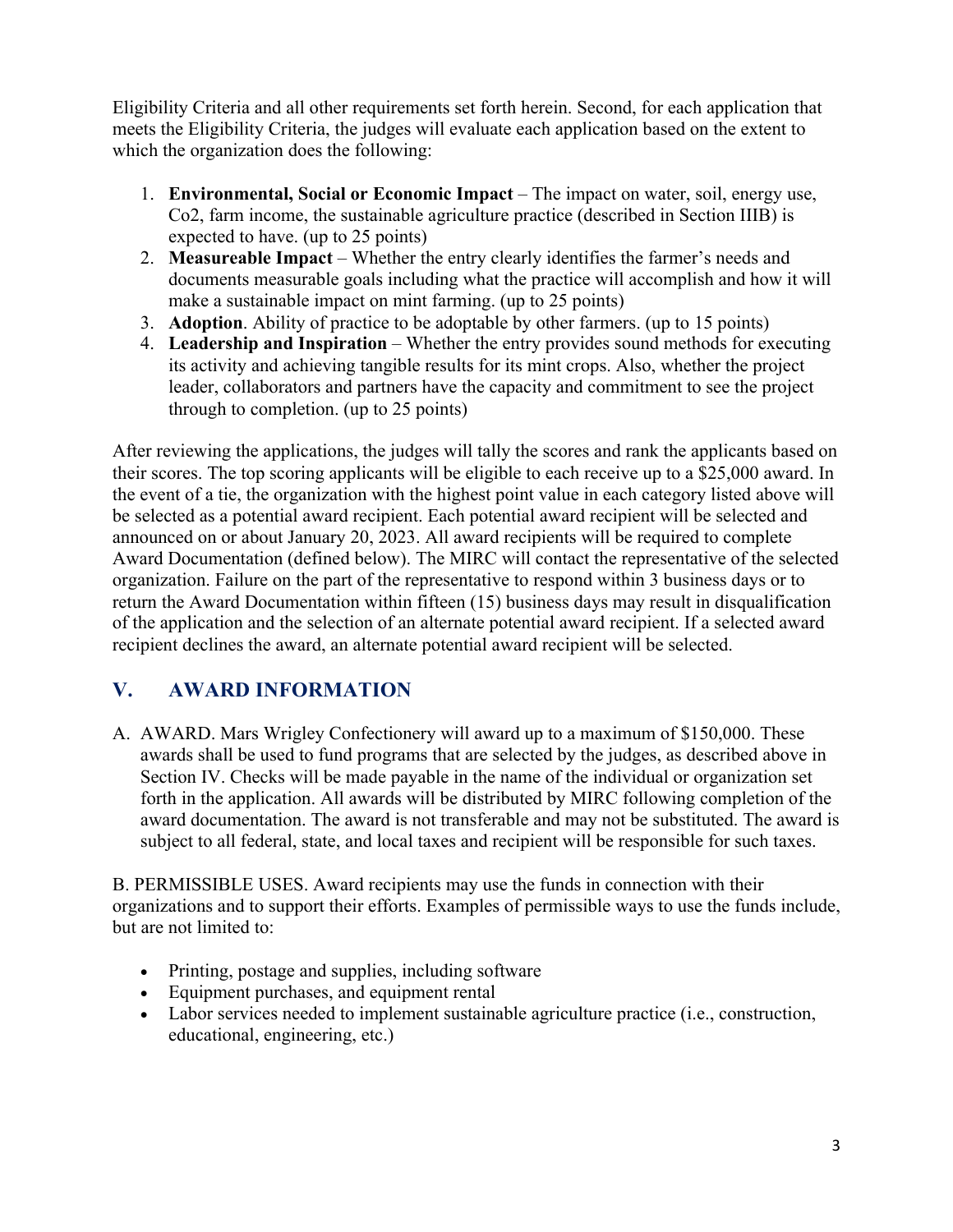Eligibility Criteria and all other requirements set forth herein. Second, for each application that meets the Eligibility Criteria, the judges will evaluate each application based on the extent to which the organization does the following:

1. **Environmental, Social or Economic Impact** – The impact on water, soil, energy use, Co2, farm income, the sustainable agriculture practice (described in Section IIIB) is expected to have. (up to 25 points)
2. **Measureable Impact** – Whether the entry clearly identifies the farmer's needs and documents measurable goals including what the practice will accomplish and how it will make a sustainable impact on mint farming. (up to 25 points)
3. **Adoption**. Ability of practice to be adoptable by other farmers. (up to 15 points)
4. **Leadership and Inspiration** – Whether the entry provides sound methods for executing its activity and achieving tangible results for its mint crops. Also, whether the project leader, collaborators and partners have the capacity and commitment to see the project through to completion. (up to 25 points)

After reviewing the applications, the judges will tally the scores and rank the applicants based on their scores. The top scoring applicants will be eligible to each receive up to a $25,000 award. In the event of a tie, the organization with the highest point value in each category listed above will be selected as a potential award recipient. Each potential award recipient will be selected and announced on or about January 20, 2023. All award recipients will be required to complete Award Documentation (defined below). The MIRC will contact the representative of the selected organization. Failure on the part of the representative to respond within 3 business days or to return the Award Documentation within fifteen (15) business days may result in disqualification of the application and the selection of an alternate potential award recipient. If a selected award recipient declines the award, an alternate potential award recipient will be selected.

## V. AWARD INFORMATION

A. AWARD. Mars Wrigley Confectionery will award up to a maximum of $150,000. These awards shall be used to fund programs that are selected by the judges, as described above in Section IV. Checks will be made payable in the name of the individual or organization set forth in the application. All awards will be distributed by MIRC following completion of the award documentation. The award is not transferable and may not be substituted. The award is subject to all federal, state, and local taxes and recipient will be responsible for such taxes.

B. PERMISSIBLE USES. Award recipients may use the funds in connection with their organizations and to support their efforts. Examples of permissible ways to use the funds include, but are not limited to:

- Printing, postage and supplies, including software
- Equipment purchases, and equipment rental
- Labor services needed to implement sustainable agriculture practice (i.e., construction, educational, engineering, etc.)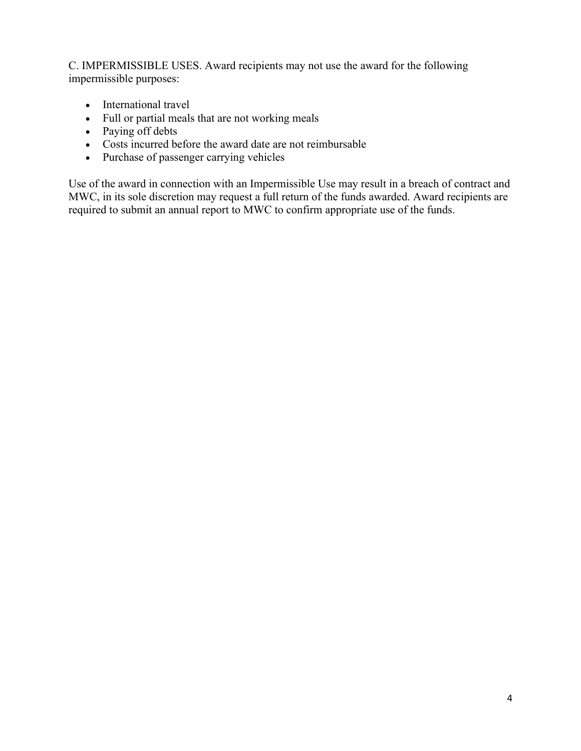C. IMPERMISSIBLE USES. Award recipients may not use the award for the following impermissible purposes:

- International travel
- Full or partial meals that are not working meals
- Paying off debts
- Costs incurred before the award date are not reimbursable
- Purchase of passenger carrying vehicles

Use of the award in connection with an Impermissible Use may result in a breach of contract and MWC, in its sole discretion may request a full return of the funds awarded. Award recipients are required to submit an annual report to MWC to confirm appropriate use of the funds.